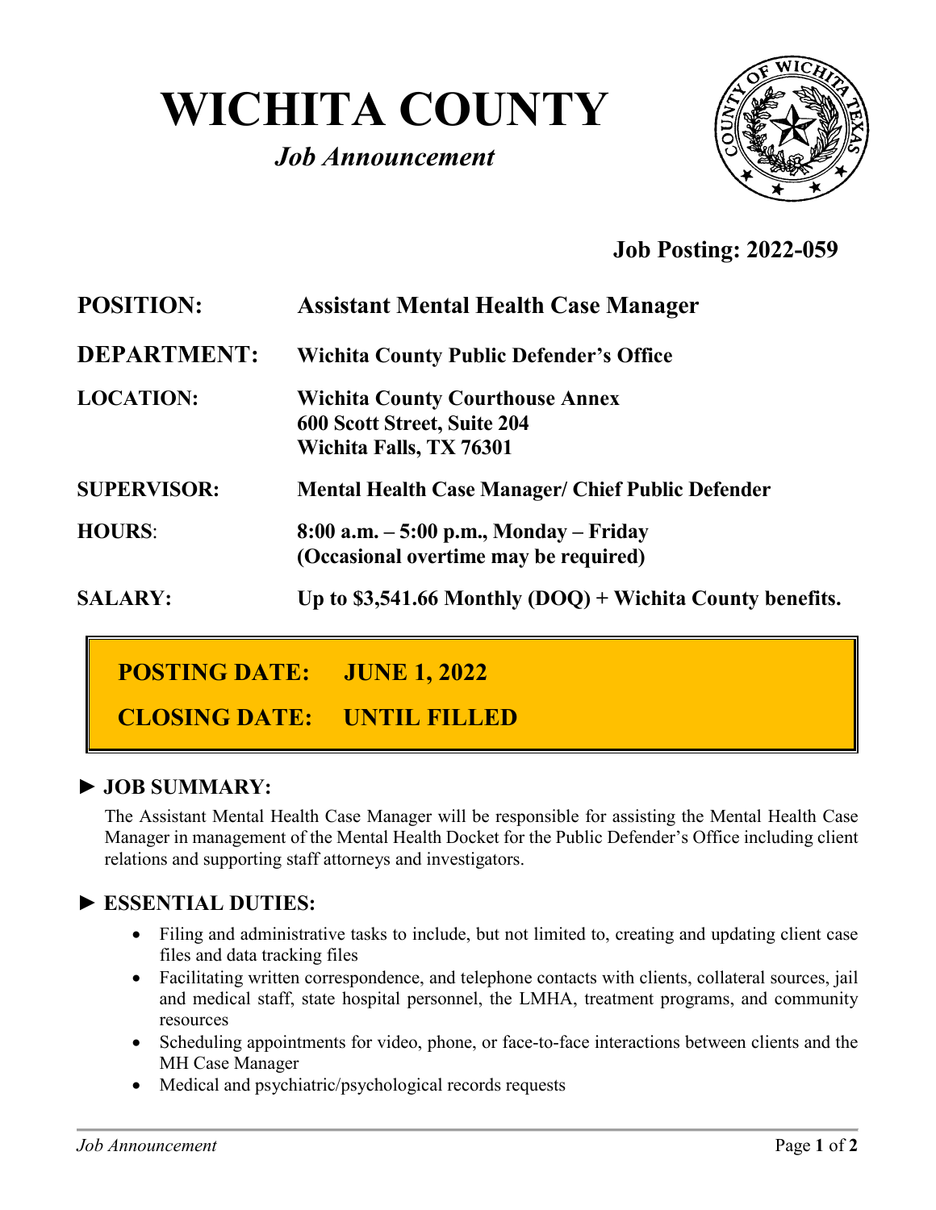# WICHITA COUNTY

## *Job Announcement*

**Job Posting: 2022-059**

**POSITION:** **Assistant Mental Health Case Manager**

**DEPARTMENT:** **Wichita County Public Defender's Office**

**LOCATION:** **Wichita County Courthouse Annex**
**600 Scott Street, Suite 204**
**Wichita Falls, TX 76301**

**SUPERVISOR:** **Mental Health Case Manager/ Chief Public Defender**

**HOURS:** **8:00 a.m. – 5:00 p.m., Monday – Friday**
**(Occasional overtime may be required)**

**SALARY:** **Up to $3,541.66 Monthly (DOQ) + Wichita County benefits.**

**POSTING DATE: JUNE 1, 2022**

**CLOSING DATE: UNTIL FILLED**

### ► JOB SUMMARY:

The Assistant Mental Health Case Manager will be responsible for assisting the Mental Health Case Manager in management of the Mental Health Docket for the Public Defender's Office including client relations and supporting staff attorneys and investigators.

### ► ESSENTIAL DUTIES:

- Filing and administrative tasks to include, but not limited to, creating and updating client case files and data tracking files
- Facilitating written correspondence, and telephone contacts with clients, collateral sources, jail and medical staff, state hospital personnel, the LMHA, treatment programs, and community resources
- Scheduling appointments for video, phone, or face-to-face interactions between clients and the MH Case Manager
- Medical and psychiatric/psychological records requests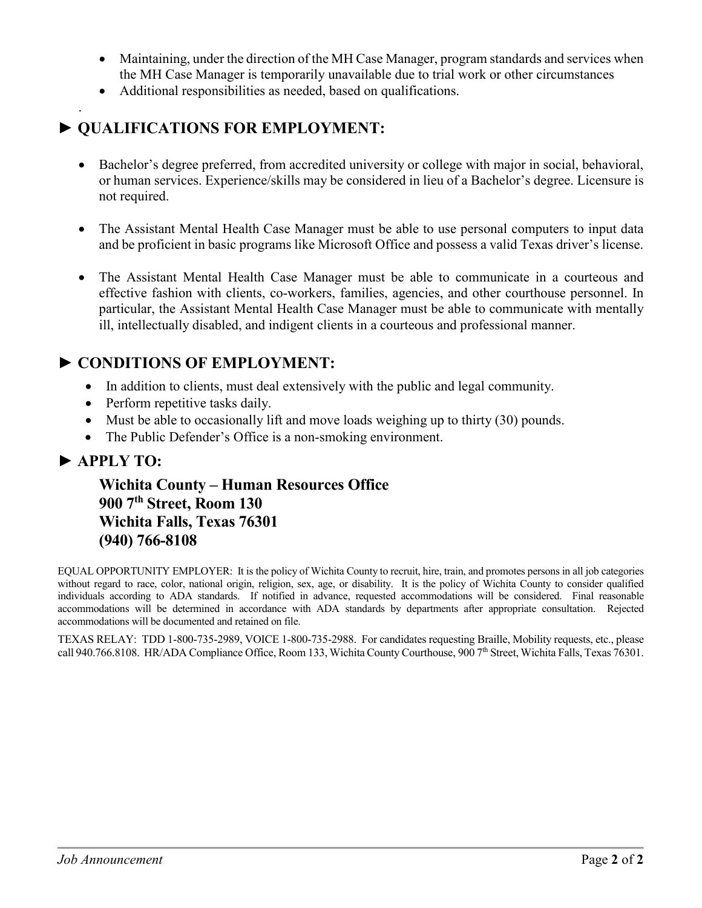- Maintaining, under the direction of the MH Case Manager, program standards and services when the MH Case Manager is temporarily unavailable due to trial work or other circumstances
- Additional responsibilities as needed, based on qualifications.

.

## ► QUALIFICATIONS FOR EMPLOYMENT:

- Bachelor's degree preferred, from accredited university or college with major in social, behavioral, or human services. Experience/skills may be considered in lieu of a Bachelor's degree. Licensure is not required.

- The Assistant Mental Health Case Manager must be able to use personal computers to input data and be proficient in basic programs like Microsoft Office and possess a valid Texas driver's license.

- The Assistant Mental Health Case Manager must be able to communicate in a courteous and effective fashion with clients, co-workers, families, agencies, and other courthouse personnel. In particular, the Assistant Mental Health Case Manager must be able to communicate with mentally ill, intellectually disabled, and indigent clients in a courteous and professional manner.

## ► CONDITIONS OF EMPLOYMENT:

- In addition to clients, must deal extensively with the public and legal community.
- Perform repetitive tasks daily.
- Must be able to occasionally lift and move loads weighing up to thirty (30) pounds.
- The Public Defender's Office is a non-smoking environment.

## ► APPLY TO:

**Wichita County – Human Resources Office**
**900 7th Street, Room 130**
**Wichita Falls, Texas 76301**
**(940) 766-8108**

EQUAL OPPORTUNITY EMPLOYER: It is the policy of Wichita County to recruit, hire, train, and promotes persons in all job categories without regard to race, color, national origin, religion, sex, age, or disability. It is the policy of Wichita County to consider qualified individuals according to ADA standards. If notified in advance, requested accommodations will be considered. Final reasonable accommodations will be determined in accordance with ADA standards by departments after appropriate consultation. Rejected accommodations will be documented and retained on file.

TEXAS RELAY: TDD 1-800-735-2989, VOICE 1-800-735-2988. For candidates requesting Braille, Mobility requests, etc., please call 940.766.8108. HR/ADA Compliance Office, Room 133, Wichita County Courthouse, 900 7th Street, Wichita Falls, Texas 76301.